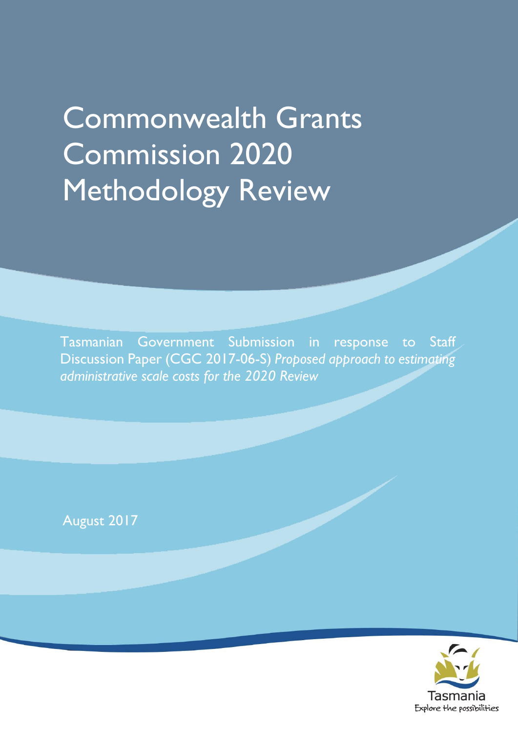# Commonwealth Grants Commission 2020 Methodology Review

Tasmanian Government Submission in response to Staff Discussion Paper (CGC 2017-06-S) *Proposed approach to estimating administrative scale costs for the 2020 Review*

August 2017

Tasmania
Explore the possibilities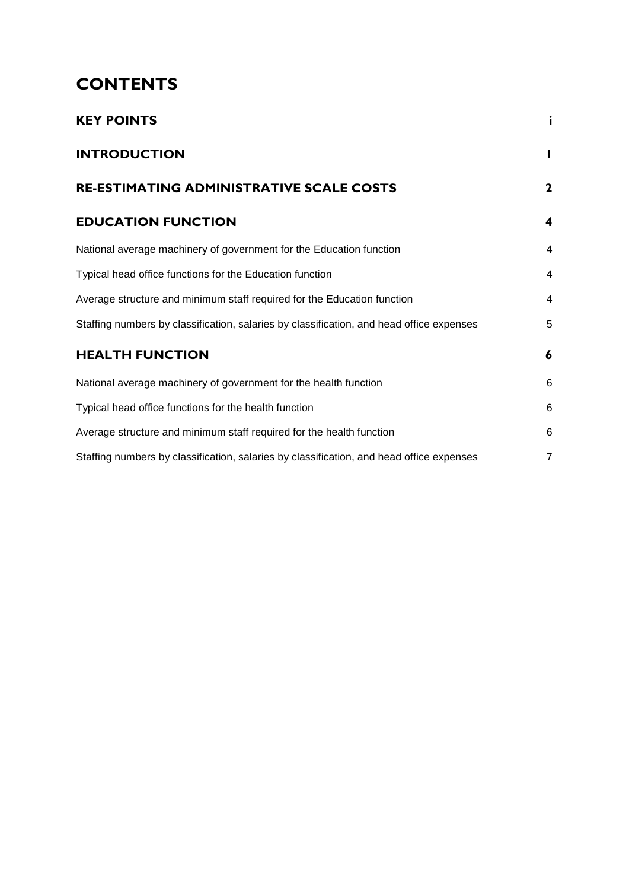# CONTENTS

| | |
|---|---|
| **KEY POINTS** | **i** |
| **INTRODUCTION** | **1** |
| **RE-ESTIMATING ADMINISTRATIVE SCALE COSTS** | **2** |
| **EDUCATION FUNCTION** | **4** |
| National average machinery of government for the Education function | 4 |
| Typical head office functions for the Education function | 4 |
| Average structure and minimum staff required for the Education function | 4 |
| Staffing numbers by classification, salaries by classification, and head office expenses | 5 |
| **HEALTH FUNCTION** | **6** |
| National average machinery of government for the health function | 6 |
| Typical head office functions for the health function | 6 |
| Average structure and minimum staff required for the health function | 6 |
| Staffing numbers by classification, salaries by classification, and head office expenses | 7 |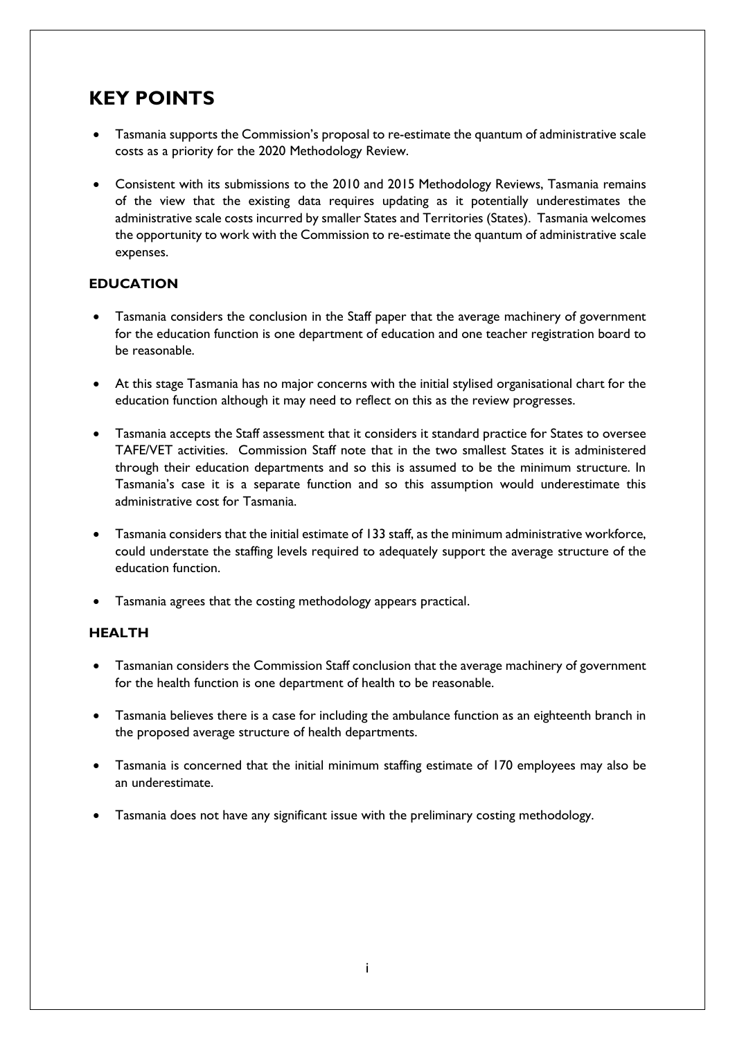# KEY POINTS

- Tasmania supports the Commission's proposal to re-estimate the quantum of administrative scale costs as a priority for the 2020 Methodology Review.
- Consistent with its submissions to the 2010 and 2015 Methodology Reviews, Tasmania remains of the view that the existing data requires updating as it potentially underestimates the administrative scale costs incurred by smaller States and Territories (States). Tasmania welcomes the opportunity to work with the Commission to re-estimate the quantum of administrative scale expenses.

## EDUCATION

- Tasmania considers the conclusion in the Staff paper that the average machinery of government for the education function is one department of education and one teacher registration board to be reasonable.
- At this stage Tasmania has no major concerns with the initial stylised organisational chart for the education function although it may need to reflect on this as the review progresses.
- Tasmania accepts the Staff assessment that it considers it standard practice for States to oversee TAFE/VET activities. Commission Staff note that in the two smallest States it is administered through their education departments and so this is assumed to be the minimum structure. In Tasmania's case it is a separate function and so this assumption would underestimate this administrative cost for Tasmania.
- Tasmania considers that the initial estimate of 133 staff, as the minimum administrative workforce, could understate the staffing levels required to adequately support the average structure of the education function.
- Tasmania agrees that the costing methodology appears practical.

## HEALTH

- Tasmanian considers the Commission Staff conclusion that the average machinery of government for the health function is one department of health to be reasonable.
- Tasmania believes there is a case for including the ambulance function as an eighteenth branch in the proposed average structure of health departments.
- Tasmania is concerned that the initial minimum staffing estimate of 170 employees may also be an underestimate.
- Tasmania does not have any significant issue with the preliminary costing methodology.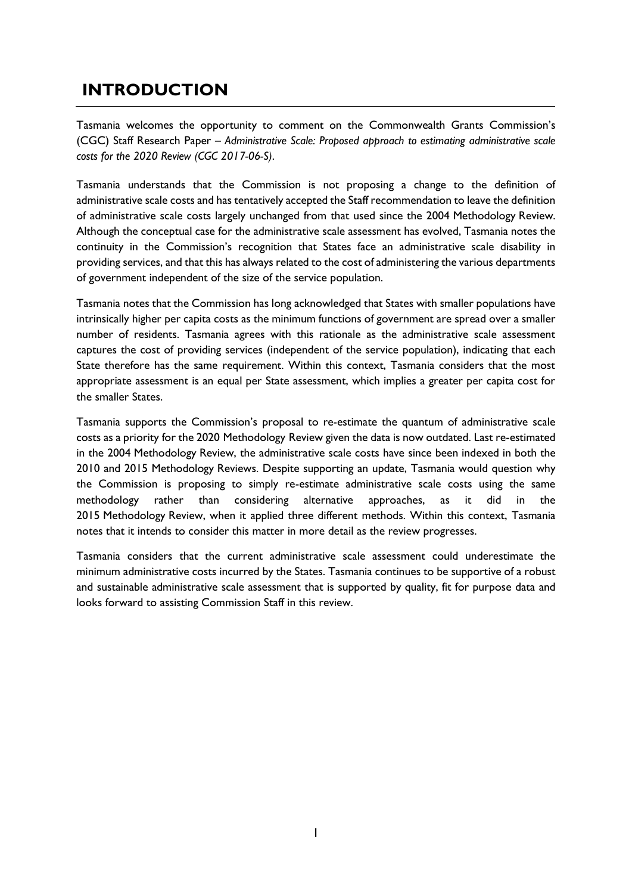# INTRODUCTION

Tasmania welcomes the opportunity to comment on the Commonwealth Grants Commission's (CGC) Staff Research Paper – *Administrative Scale: Proposed approach to estimating administrative scale costs for the 2020 Review (CGC 2017-06-S)*.

Tasmania understands that the Commission is not proposing a change to the definition of administrative scale costs and has tentatively accepted the Staff recommendation to leave the definition of administrative scale costs largely unchanged from that used since the 2004 Methodology Review. Although the conceptual case for the administrative scale assessment has evolved, Tasmania notes the continuity in the Commission's recognition that States face an administrative scale disability in providing services, and that this has always related to the cost of administering the various departments of government independent of the size of the service population.

Tasmania notes that the Commission has long acknowledged that States with smaller populations have intrinsically higher per capita costs as the minimum functions of government are spread over a smaller number of residents. Tasmania agrees with this rationale as the administrative scale assessment captures the cost of providing services (independent of the service population), indicating that each State therefore has the same requirement. Within this context, Tasmania considers that the most appropriate assessment is an equal per State assessment, which implies a greater per capita cost for the smaller States.

Tasmania supports the Commission's proposal to re-estimate the quantum of administrative scale costs as a priority for the 2020 Methodology Review given the data is now outdated. Last re-estimated in the 2004 Methodology Review, the administrative scale costs have since been indexed in both the 2010 and 2015 Methodology Reviews. Despite supporting an update, Tasmania would question why the Commission is proposing to simply re-estimate administrative scale costs using the same methodology rather than considering alternative approaches, as it did in the 2015 Methodology Review, when it applied three different methods. Within this context, Tasmania notes that it intends to consider this matter in more detail as the review progresses.

Tasmania considers that the current administrative scale assessment could underestimate the minimum administrative costs incurred by the States. Tasmania continues to be supportive of a robust and sustainable administrative scale assessment that is supported by quality, fit for purpose data and looks forward to assisting Commission Staff in this review.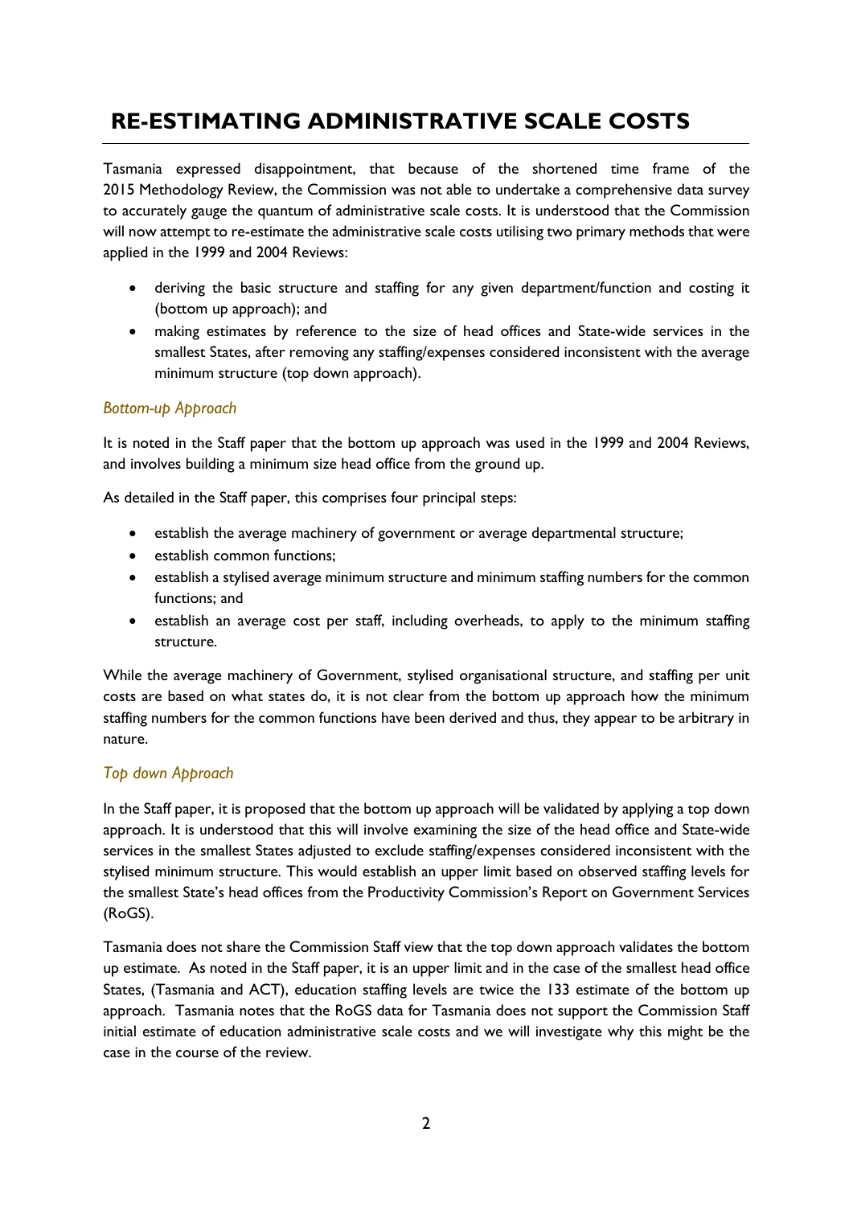# RE-ESTIMATING ADMINISTRATIVE SCALE COSTS

Tasmania expressed disappointment, that because of the shortened time frame of the 2015 Methodology Review, the Commission was not able to undertake a comprehensive data survey to accurately gauge the quantum of administrative scale costs. It is understood that the Commission will now attempt to re-estimate the administrative scale costs utilising two primary methods that were applied in the 1999 and 2004 Reviews:

- deriving the basic structure and staffing for any given department/function and costing it (bottom up approach); and
- making estimates by reference to the size of head offices and State-wide services in the smallest States, after removing any staffing/expenses considered inconsistent with the average minimum structure (top down approach).

### *Bottom-up Approach*

It is noted in the Staff paper that the bottom up approach was used in the 1999 and 2004 Reviews, and involves building a minimum size head office from the ground up.

As detailed in the Staff paper, this comprises four principal steps:

- establish the average machinery of government or average departmental structure;
- establish common functions;
- establish a stylised average minimum structure and minimum staffing numbers for the common functions; and
- establish an average cost per staff, including overheads, to apply to the minimum staffing structure.

While the average machinery of Government, stylised organisational structure, and staffing per unit costs are based on what states do, it is not clear from the bottom up approach how the minimum staffing numbers for the common functions have been derived and thus, they appear to be arbitrary in nature.

### *Top down Approach*

In the Staff paper, it is proposed that the bottom up approach will be validated by applying a top down approach. It is understood that this will involve examining the size of the head office and State-wide services in the smallest States adjusted to exclude staffing/expenses considered inconsistent with the stylised minimum structure. This would establish an upper limit based on observed staffing levels for the smallest State's head offices from the Productivity Commission's Report on Government Services (RoGS).

Tasmania does not share the Commission Staff view that the top down approach validates the bottom up estimate. As noted in the Staff paper, it is an upper limit and in the case of the smallest head office States, (Tasmania and ACT), education staffing levels are twice the 133 estimate of the bottom up approach. Tasmania notes that the RoGS data for Tasmania does not support the Commission Staff initial estimate of education administrative scale costs and we will investigate why this might be the case in the course of the review.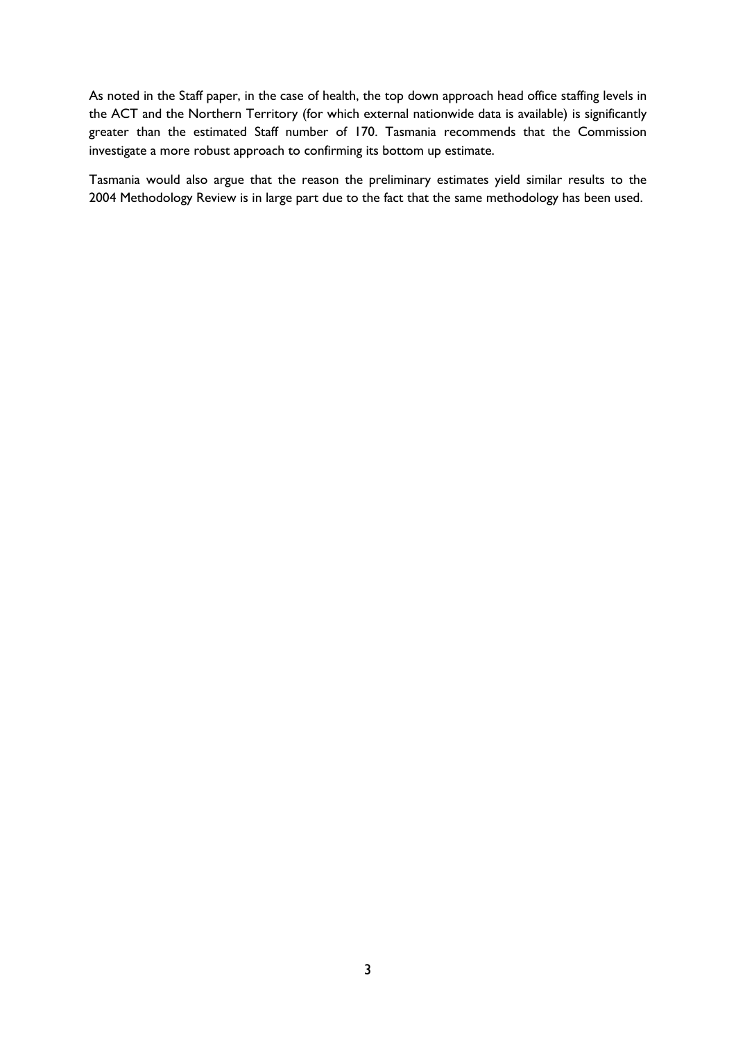As noted in the Staff paper, in the case of health, the top down approach head office staffing levels in the ACT and the Northern Territory (for which external nationwide data is available) is significantly greater than the estimated Staff number of 170. Tasmania recommends that the Commission investigate a more robust approach to confirming its bottom up estimate.

Tasmania would also argue that the reason the preliminary estimates yield similar results to the 2004 Methodology Review is in large part due to the fact that the same methodology has been used.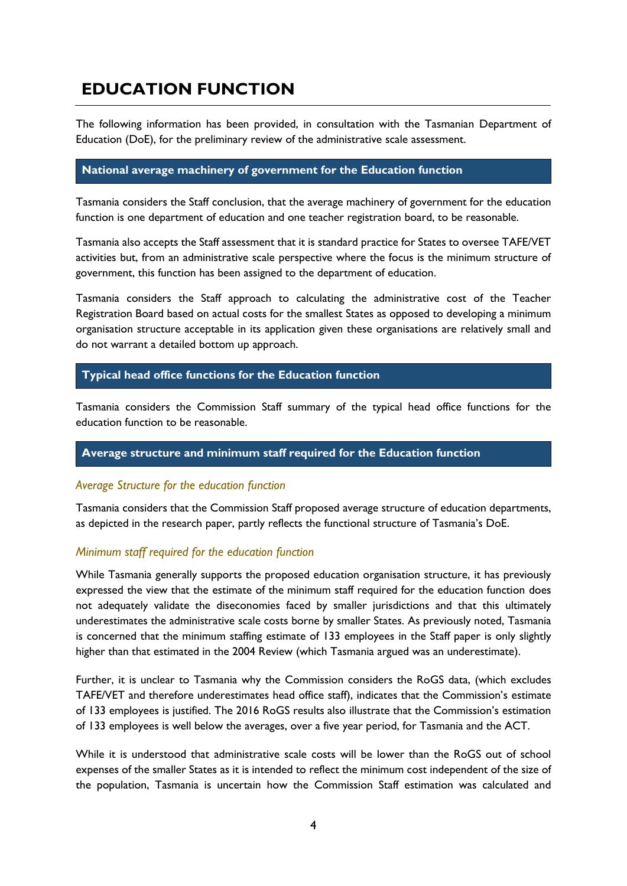# EDUCATION FUNCTION

The following information has been provided, in consultation with the Tasmanian Department of Education (DoE), for the preliminary review of the administrative scale assessment.

## National average machinery of government for the Education function

Tasmania considers the Staff conclusion, that the average machinery of government for the education function is one department of education and one teacher registration board, to be reasonable.

Tasmania also accepts the Staff assessment that it is standard practice for States to oversee TAFE/VET activities but, from an administrative scale perspective where the focus is the minimum structure of government, this function has been assigned to the department of education.

Tasmania considers the Staff approach to calculating the administrative cost of the Teacher Registration Board based on actual costs for the smallest States as opposed to developing a minimum organisation structure acceptable in its application given these organisations are relatively small and do not warrant a detailed bottom up approach.

## Typical head office functions for the Education function

Tasmania considers the Commission Staff summary of the typical head office functions for the education function to be reasonable.

## Average structure and minimum staff required for the Education function

### *Average Structure for the education function*

Tasmania considers that the Commission Staff proposed average structure of education departments, as depicted in the research paper, partly reflects the functional structure of Tasmania's DoE.

### *Minimum staff required for the education function*

While Tasmania generally supports the proposed education organisation structure, it has previously expressed the view that the estimate of the minimum staff required for the education function does not adequately validate the diseconomies faced by smaller jurisdictions and that this ultimately underestimates the administrative scale costs borne by smaller States. As previously noted, Tasmania is concerned that the minimum staffing estimate of 133 employees in the Staff paper is only slightly higher than that estimated in the 2004 Review (which Tasmania argued was an underestimate).

Further, it is unclear to Tasmania why the Commission considers the RoGS data, (which excludes TAFE/VET and therefore underestimates head office staff), indicates that the Commission's estimate of 133 employees is justified. The 2016 RoGS results also illustrate that the Commission's estimation of 133 employees is well below the averages, over a five year period, for Tasmania and the ACT.

While it is understood that administrative scale costs will be lower than the RoGS out of school expenses of the smaller States as it is intended to reflect the minimum cost independent of the size of the population, Tasmania is uncertain how the Commission Staff estimation was calculated and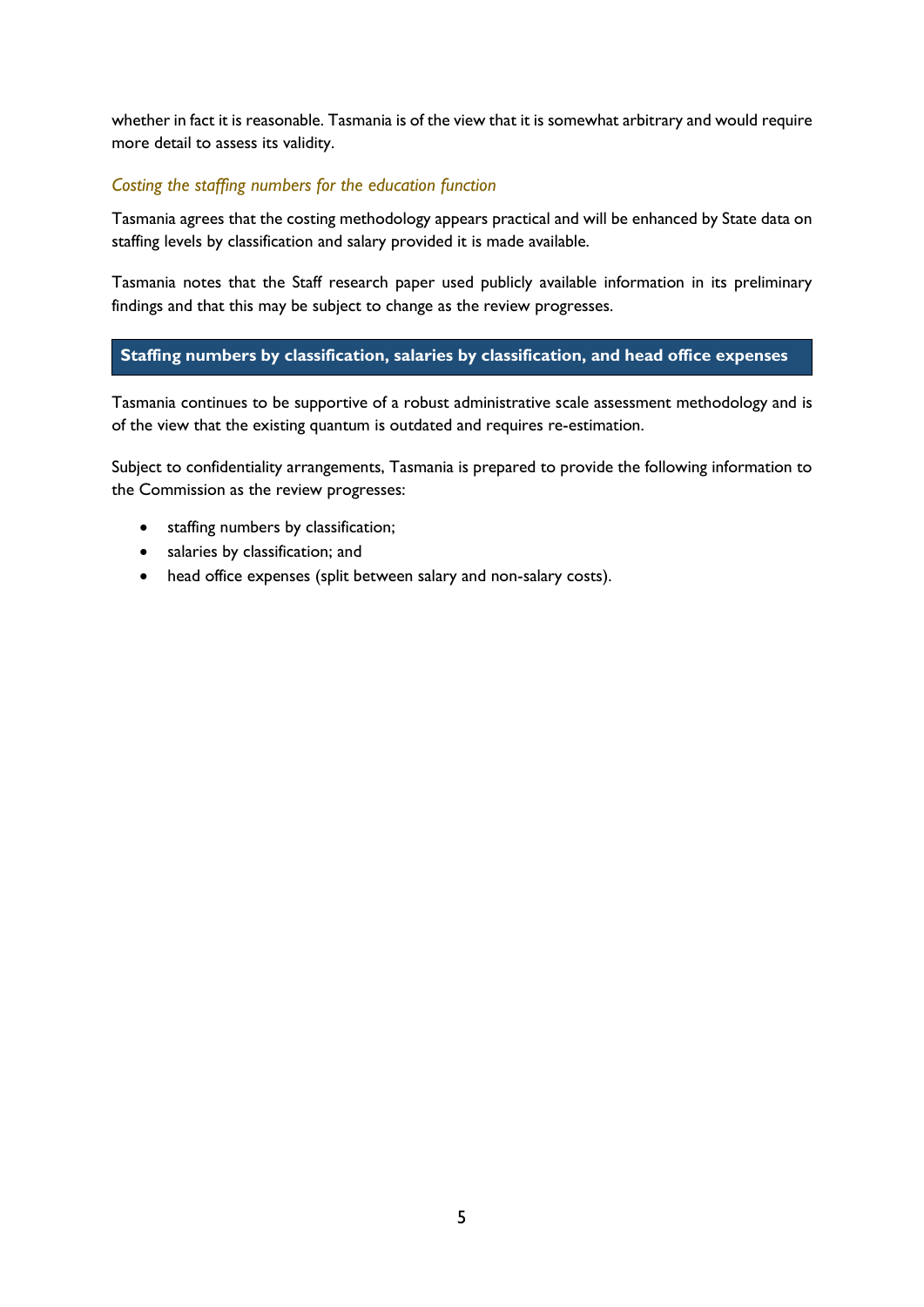whether in fact it is reasonable. Tasmania is of the view that it is somewhat arbitrary and would require more detail to assess its validity.

### *Costing the staffing numbers for the education function*

Tasmania agrees that the costing methodology appears practical and will be enhanced by State data on staffing levels by classification and salary provided it is made available.

Tasmania notes that the Staff research paper used publicly available information in its preliminary findings and that this may be subject to change as the review progresses.

## Staffing numbers by classification, salaries by classification, and head office expenses

Tasmania continues to be supportive of a robust administrative scale assessment methodology and is of the view that the existing quantum is outdated and requires re-estimation.

Subject to confidentiality arrangements, Tasmania is prepared to provide the following information to the Commission as the review progresses:

- staffing numbers by classification;
- salaries by classification; and
- head office expenses (split between salary and non-salary costs).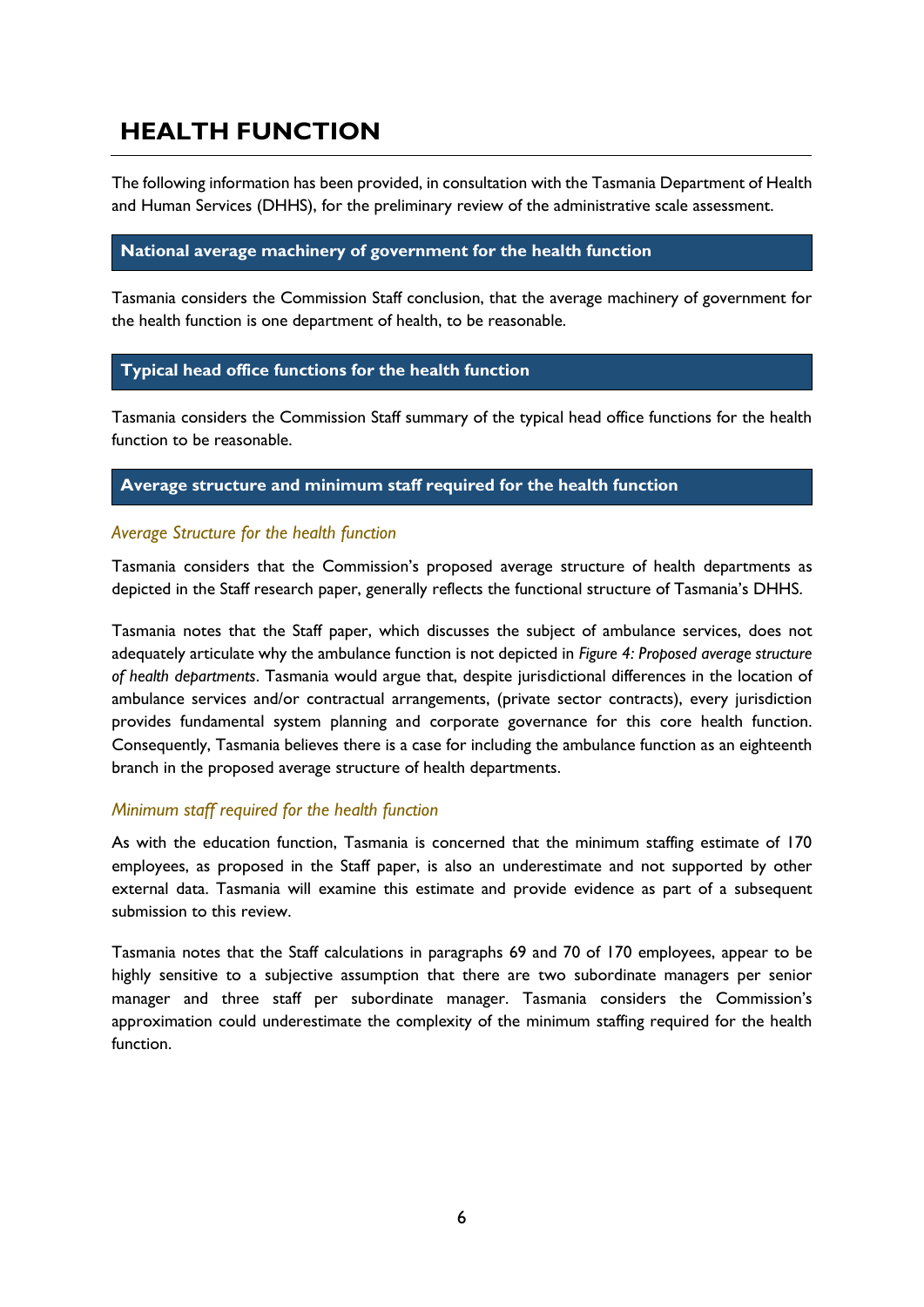# HEALTH FUNCTION

The following information has been provided, in consultation with the Tasmania Department of Health and Human Services (DHHS), for the preliminary review of the administrative scale assessment.

## National average machinery of government for the health function

Tasmania considers the Commission Staff conclusion, that the average machinery of government for the health function is one department of health, to be reasonable.

## Typical head office functions for the health function

Tasmania considers the Commission Staff summary of the typical head office functions for the health function to be reasonable.

## Average structure and minimum staff required for the health function

### *Average Structure for the health function*

Tasmania considers that the Commission's proposed average structure of health departments as depicted in the Staff research paper, generally reflects the functional structure of Tasmania's DHHS.

Tasmania notes that the Staff paper, which discusses the subject of ambulance services, does not adequately articulate why the ambulance function is not depicted in *Figure 4: Proposed average structure of health departments*. Tasmania would argue that, despite jurisdictional differences in the location of ambulance services and/or contractual arrangements, (private sector contracts), every jurisdiction provides fundamental system planning and corporate governance for this core health function. Consequently, Tasmania believes there is a case for including the ambulance function as an eighteenth branch in the proposed average structure of health departments.

### *Minimum staff required for the health function*

As with the education function, Tasmania is concerned that the minimum staffing estimate of 170 employees, as proposed in the Staff paper, is also an underestimate and not supported by other external data. Tasmania will examine this estimate and provide evidence as part of a subsequent submission to this review.

Tasmania notes that the Staff calculations in paragraphs 69 and 70 of 170 employees, appear to be highly sensitive to a subjective assumption that there are two subordinate managers per senior manager and three staff per subordinate manager. Tasmania considers the Commission's approximation could underestimate the complexity of the minimum staffing required for the health function.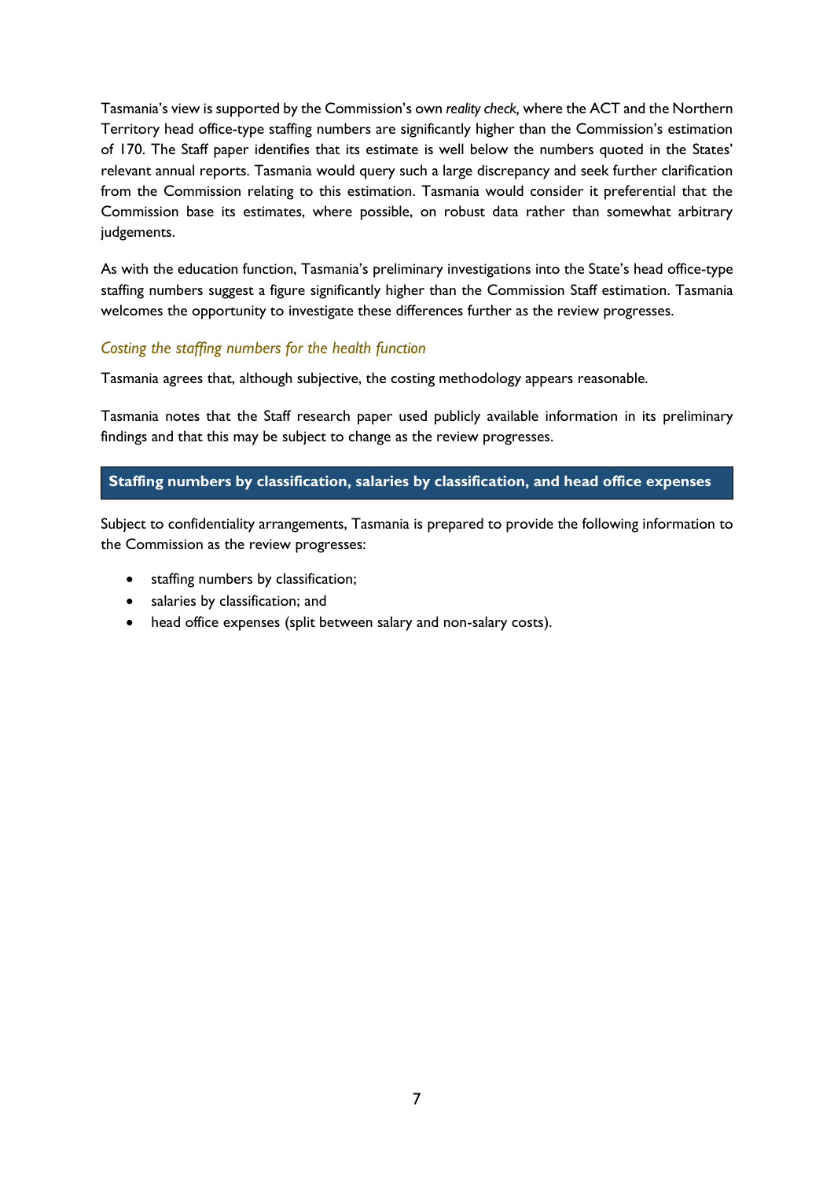Tasmania's view is supported by the Commission's own *reality check,* where the ACT and the Northern Territory head office-type staffing numbers are significantly higher than the Commission's estimation of 170. The Staff paper identifies that its estimate is well below the numbers quoted in the States' relevant annual reports. Tasmania would query such a large discrepancy and seek further clarification from the Commission relating to this estimation. Tasmania would consider it preferential that the Commission base its estimates, where possible, on robust data rather than somewhat arbitrary judgements.

As with the education function, Tasmania's preliminary investigations into the State's head office-type staffing numbers suggest a figure significantly higher than the Commission Staff estimation. Tasmania welcomes the opportunity to investigate these differences further as the review progresses.

### *Costing the staffing numbers for the health function*

Tasmania agrees that, although subjective, the costing methodology appears reasonable.

Tasmania notes that the Staff research paper used publicly available information in its preliminary findings and that this may be subject to change as the review progresses.

## Staffing numbers by classification, salaries by classification, and head office expenses

Subject to confidentiality arrangements, Tasmania is prepared to provide the following information to the Commission as the review progresses:

- staffing numbers by classification;
- salaries by classification; and
- head office expenses (split between salary and non-salary costs).